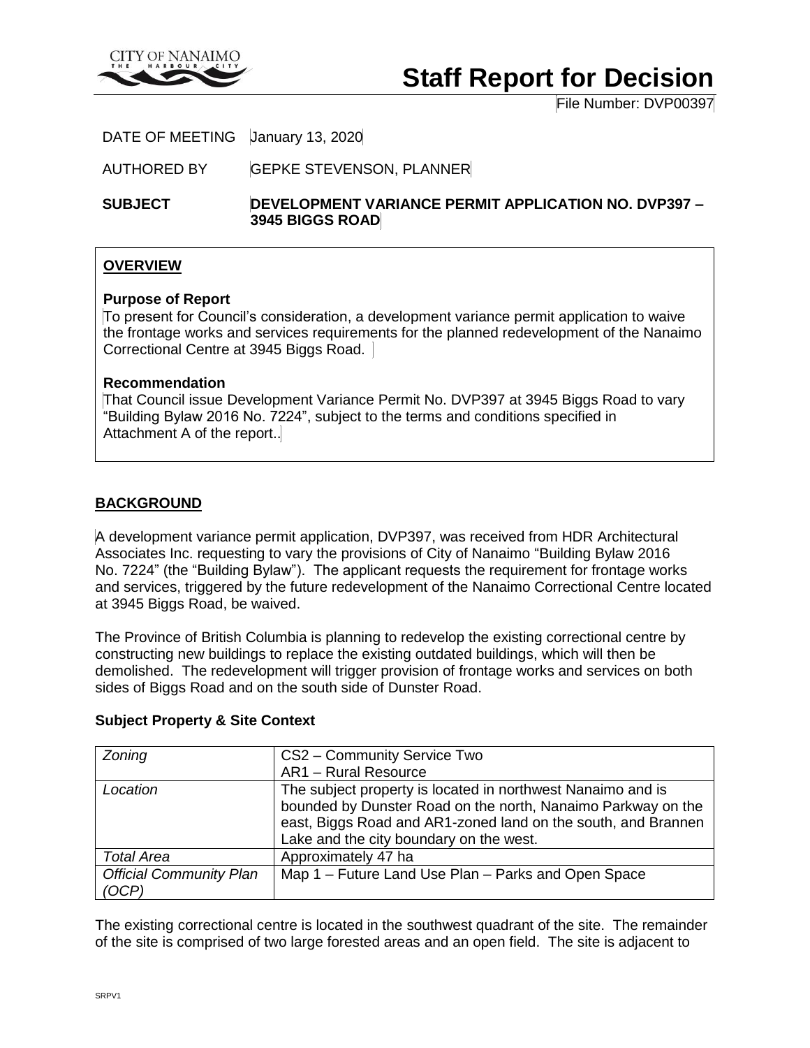# Staff Report for Decision

File Number: DVP00397

DATE OF MEETING January 13, 2020

AUTHORED BY GEPKE STEVENSON, PLANNER

**SUBJECT** **DEVELOPMENT VARIANCE PERMIT APPLICATION NO. DVP397 – 3945 BIGGS ROAD**

## OVERVIEW

**Purpose of Report**

To present for Council's consideration, a development variance permit application to waive the frontage works and services requirements for the planned redevelopment of the Nanaimo Correctional Centre at 3945 Biggs Road.

**Recommendation**

That Council issue Development Variance Permit No. DVP397 at 3945 Biggs Road to vary "Building Bylaw 2016 No. 7224", subject to the terms and conditions specified in Attachment A of the report..

## BACKGROUND

A development variance permit application, DVP397, was received from HDR Architectural Associates Inc. requesting to vary the provisions of City of Nanaimo "Building Bylaw 2016 No. 7224" (the "Building Bylaw"). The applicant requests the requirement for frontage works and services, triggered by the future redevelopment of the Nanaimo Correctional Centre located at 3945 Biggs Road, be waived.

The Province of British Columbia is planning to redevelop the existing correctional centre by constructing new buildings to replace the existing outdated buildings, which will then be demolished. The redevelopment will trigger provision of frontage works and services on both sides of Biggs Road and on the south side of Dunster Road.

### Subject Property & Site Context

| *Zoning* | CS2 – Community Service Two<br>AR1 – Rural Resource |
|---|---|
| *Location* | The subject property is located in northwest Nanaimo and is bounded by Dunster Road on the north, Nanaimo Parkway on the east, Biggs Road and AR1-zoned land on the south, and Brannen Lake and the city boundary on the west. |
| *Total Area* | Approximately 47 ha |
| *Official Community Plan (OCP)* | Map 1 – Future Land Use Plan – Parks and Open Space |

The existing correctional centre is located in the southwest quadrant of the site. The remainder of the site is comprised of two large forested areas and an open field. The site is adjacent to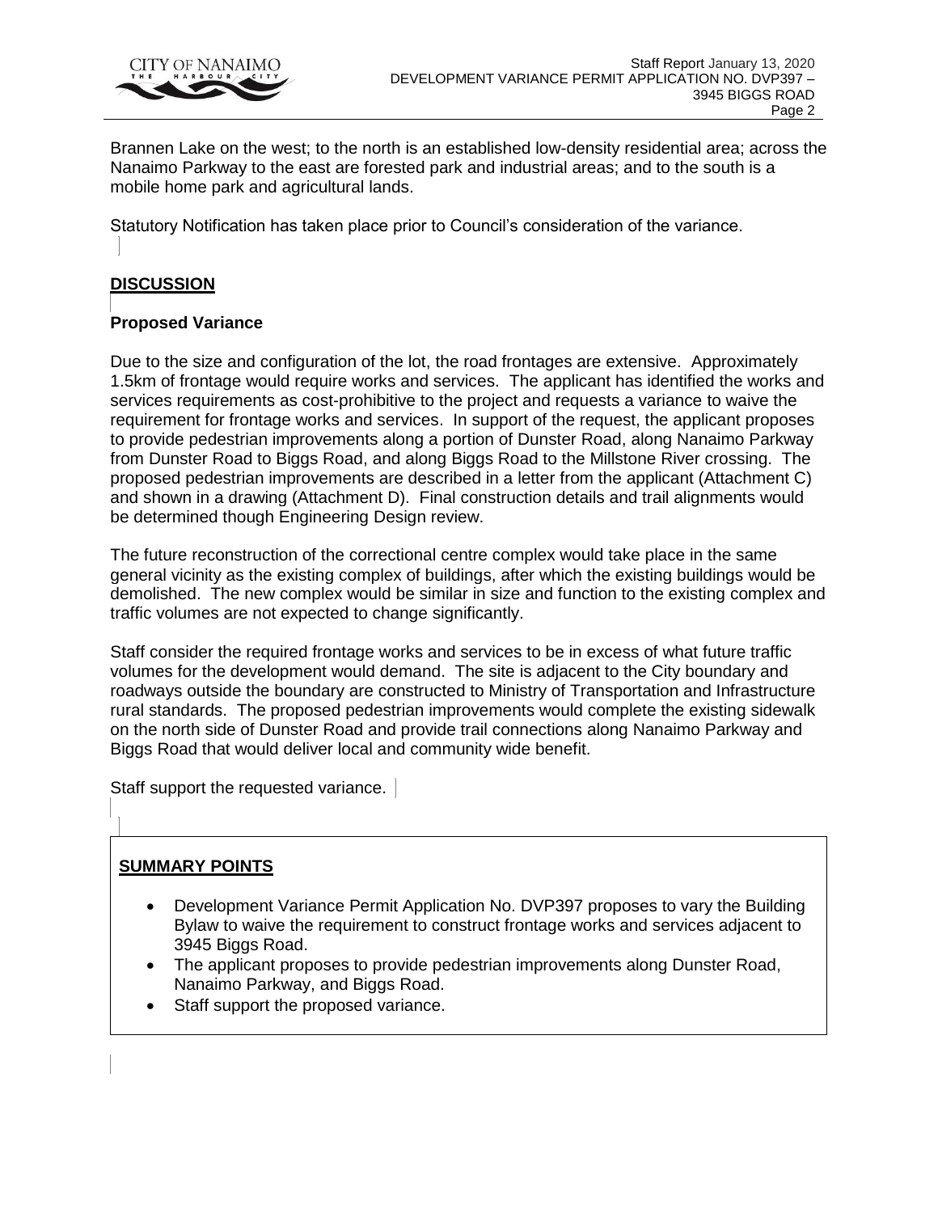Brannen Lake on the west; to the north is an established low-density residential area; across the Nanaimo Parkway to the east are forested park and industrial areas; and to the south is a mobile home park and agricultural lands.

Statutory Notification has taken place prior to Council's consideration of the variance.

## DISCUSSION

### Proposed Variance

Due to the size and configuration of the lot, the road frontages are extensive. Approximately 1.5km of frontage would require works and services. The applicant has identified the works and services requirements as cost-prohibitive to the project and requests a variance to waive the requirement for frontage works and services. In support of the request, the applicant proposes to provide pedestrian improvements along a portion of Dunster Road, along Nanaimo Parkway from Dunster Road to Biggs Road, and along Biggs Road to the Millstone River crossing. The proposed pedestrian improvements are described in a letter from the applicant (Attachment C) and shown in a drawing (Attachment D). Final construction details and trail alignments would be determined though Engineering Design review.

The future reconstruction of the correctional centre complex would take place in the same general vicinity as the existing complex of buildings, after which the existing buildings would be demolished. The new complex would be similar in size and function to the existing complex and traffic volumes are not expected to change significantly.

Staff consider the required frontage works and services to be in excess of what future traffic volumes for the development would demand. The site is adjacent to the City boundary and roadways outside the boundary are constructed to Ministry of Transportation and Infrastructure rural standards. The proposed pedestrian improvements would complete the existing sidewalk on the north side of Dunster Road and provide trail connections along Nanaimo Parkway and Biggs Road that would deliver local and community wide benefit.

Staff support the requested variance.

### SUMMARY POINTS

- Development Variance Permit Application No. DVP397 proposes to vary the Building Bylaw to waive the requirement to construct frontage works and services adjacent to 3945 Biggs Road.
- The applicant proposes to provide pedestrian improvements along Dunster Road, Nanaimo Parkway, and Biggs Road.
- Staff support the proposed variance.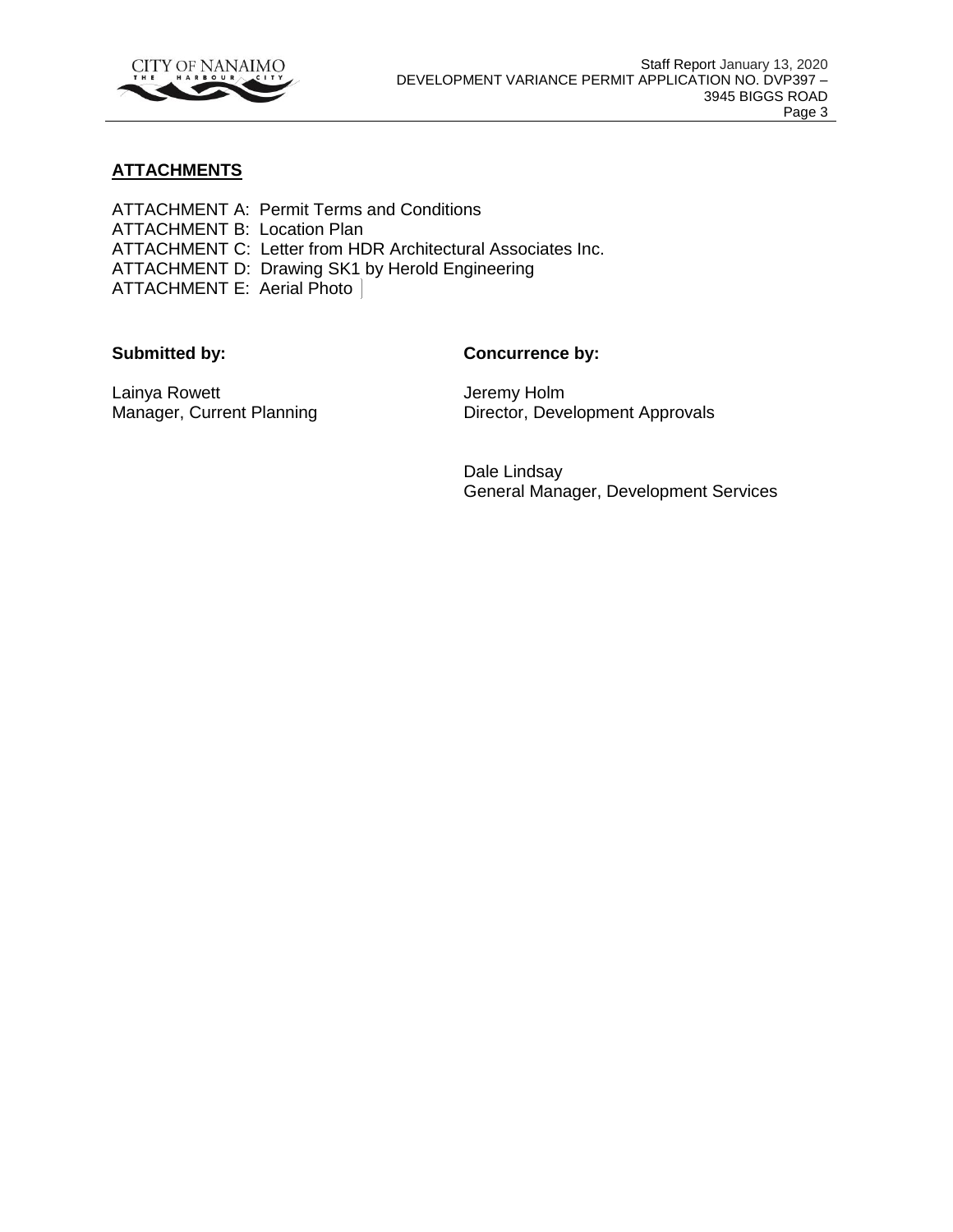## ATTACHMENTS

ATTACHMENT A: Permit Terms and Conditions
ATTACHMENT B: Location Plan
ATTACHMENT C: Letter from HDR Architectural Associates Inc.
ATTACHMENT D: Drawing SK1 by Herold Engineering
ATTACHMENT E: Aerial Photo

**Submitted by:**

Lainya Rowett
Manager, Current Planning

**Concurrence by:**

Jeremy Holm
Director, Development Approvals

Dale Lindsay
General Manager, Development Services